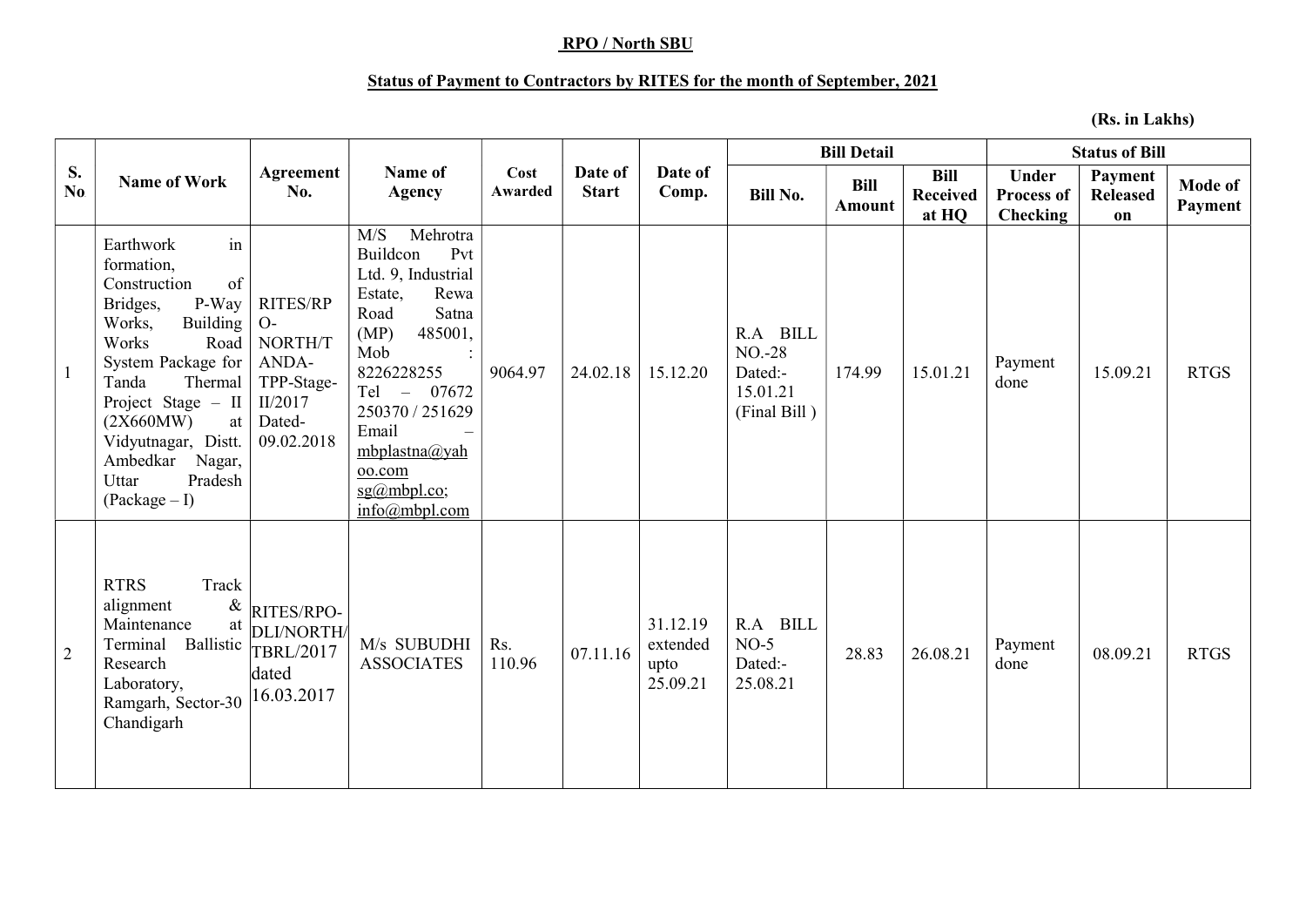**RPO / North SBU**

**Status of Payment to Contractors by RITES for the month of September, 2021**

**(Rs. in Lakhs)**

| S. No | Name of Work | Agreement No. | Name of Agency | Cost Awarded | Date of Start | Date of Comp. | Bill Detail | | | Status of Bill | | |
|---|---|---|---|---|---|---|---|---|---|---|---|---|
| | | | | | | | Bill No. | Bill Amount | Bill Received at HQ | Under Process of Checking | Payment Released on | Mode of Payment |
| 1 | Earthwork in formation, Construction of Bridges, P-Way Works, Building Works Road System Package for Tanda Thermal Project Stage – II (2X660MW) at Vidyutnagar, Distt. Ambedkar Nagar, Uttar Pradesh (Package – I) | RITES/RPO-NORTH/TANDA-TPP-Stage-II/2017 Dated-09.02.2018 | M/S Mehrotra Buildcon Pvt Ltd. 9, Industrial Estate, Rewa Road Satna (MP) 485001, Mob : 8226228255 Tel – 07672 250370 / 251629 Email – mbplastna@yahoo.com sg@mbpl.co; info@mbpl.com | 9064.97 | 24.02.18 | 15.12.20 | R.A BILL NO.-28 Dated:- 15.01.21 (Final Bill ) | 174.99 | 15.01.21 | Payment done | 15.09.21 | RTGS |
| 2 | RTRS Track alignment & Maintenance at Terminal Ballistic Research Laboratory, Ramgarh, Sector-30 Chandigarh | RITES/RPO-DLI/NORTH/TBRL/2017 dated 16.03.2017 | M/s SUBUDHI ASSOCIATES | Rs. 110.96 | 07.11.16 | 31.12.19 extended upto 25.09.21 | R.A BILL NO-5 Dated:- 25.08.21 | 28.83 | 26.08.21 | Payment done | 08.09.21 | RTGS |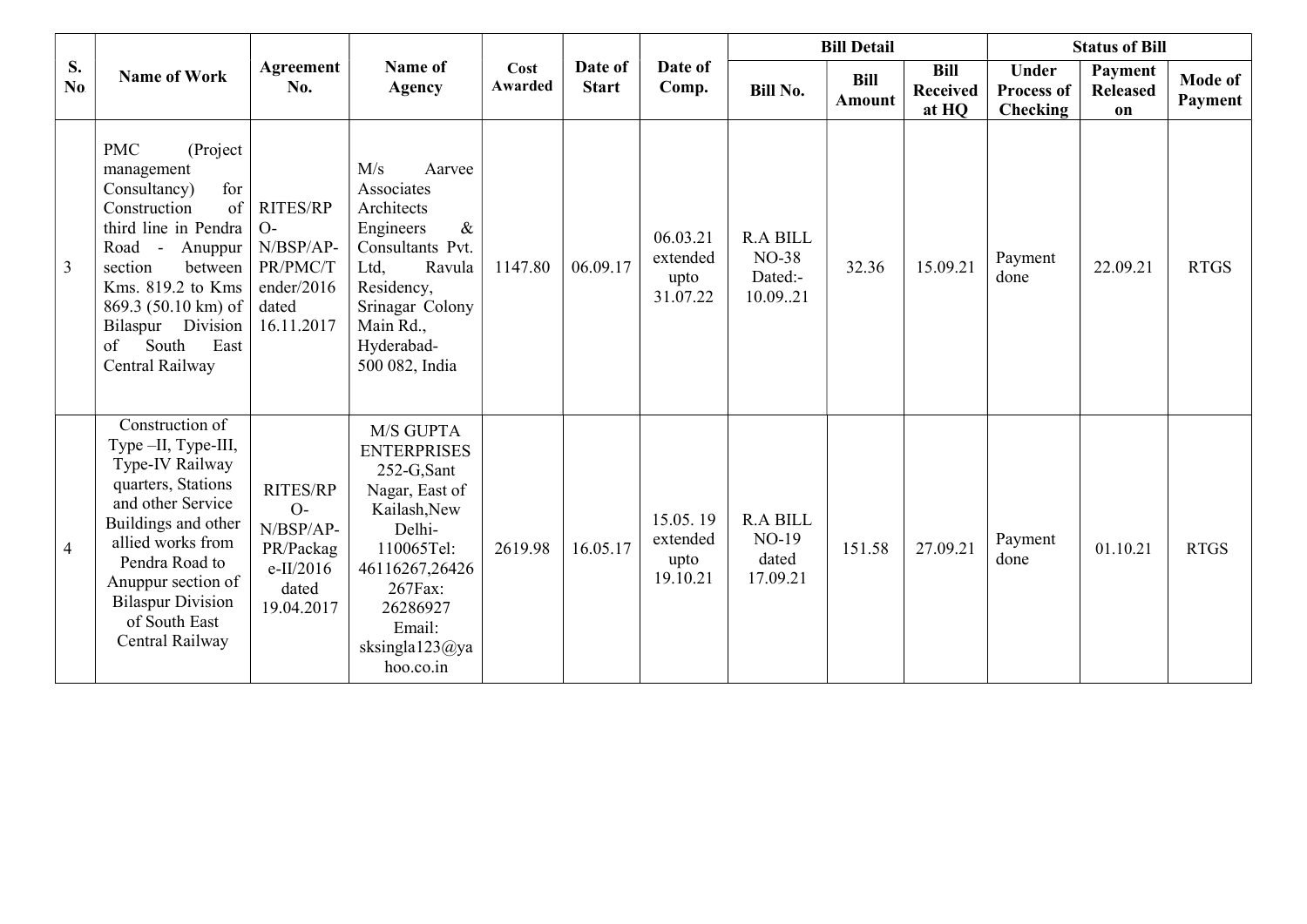| S. No | Name of Work | Agreement No. | Name of Agency | Cost Awarded | Date of Start | Date of Comp. | Bill Detail | | | Status of Bill | | |
|---|---|---|---|---|---|---|---|---|---|---|---|---|
| | | | | | | | Bill No. | Bill Amount | Bill Received at HQ | Under Process of Checking | Payment Released on | Mode of Payment |
| 3 | PMC (Project management Consultancy) for Construction of third line in Pendra Road - Anuppur section between Kms. 819.2 to Kms 869.3 (50.10 km) of Bilaspur Division of South East Central Railway | RITES/RPO-N/BSP/AP-PR/PMC/Tender/2016 dated 16.11.2017 | M/s Aarvee Associates Architects Engineers & Consultants Pvt. Ltd, Ravula Residency, Srinagar Colony Main Rd., Hyderabad-500 082, India | 1147.80 | 06.09.17 | 06.03.21 extended upto 31.07.22 | R.A BILL NO-38 Dated:- 10.09..21 | 32.36 | 15.09.21 | Payment done | 22.09.21 | RTGS |
| 4 | Construction of Type –II, Type-III, Type-IV Railway quarters, Stations and other Service Buildings and other allied works from Pendra Road to Anuppur section of Bilaspur Division of South East Central Railway | RITES/RPO-N/BSP/AP-PR/Package-II/2016 dated 19.04.2017 | M/S GUPTA ENTERPRISES 252-G,Sant Nagar, East of Kailash,New Delhi-110065Tel: 46116267,26426267Fax: 26286927 Email: sksingla123@yahoo.co.in | 2619.98 | 16.05.17 | 15.05. 19 extended upto 19.10.21 | R.A BILL NO-19 dated 17.09.21 | 151.58 | 27.09.21 | Payment done | 01.10.21 | RTGS |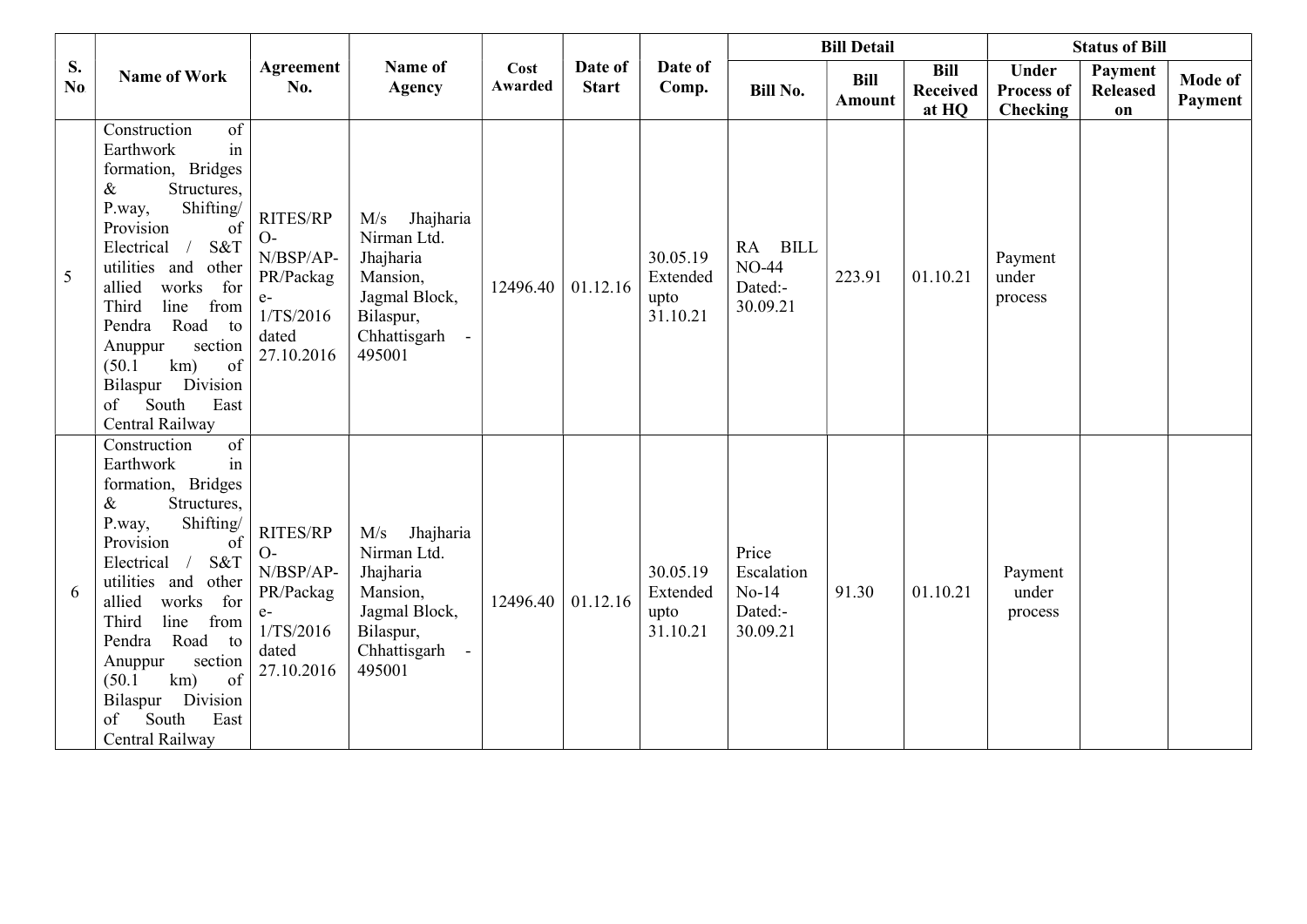| S. No | Name of Work | Agreement No. | Name of Agency | Cost Awarded | Date of Start | Date of Comp. | Bill Detail | | | Status of Bill | | |
|---|---|---|---|---|---|---|---|---|---|---|---|---|
| | | | | | | | Bill No. | Bill Amount | Bill Received at HQ | Under Process of Checking | Payment Released on | Mode of Payment |
| 5 | Construction of Earthwork in formation, Bridges & Structures, P.way, Shifting/ Provision of Electrical / S&T utilities and other allied works for Third line from Pendra Road to Anuppur section (50.1 km) of Bilaspur Division of South East Central Railway | RITES/RPO-N/BSP/AP-PR/Package-1/TS/2016 dated 27.10.2016 | M/s Jhajharia Nirman Ltd. Jhajharia Mansion, Jagmal Block, Bilaspur, Chhattisgarh - 495001 | 12496.40 | 01.12.16 | 30.05.19 Extended upto 31.10.21 | RA BILL NO-44 Dated:- 30.09.21 | 223.91 | 01.10.21 | Payment under process | | |
| 6 | Construction of Earthwork in formation, Bridges & Structures, P.way, Shifting/ Provision of Electrical / S&T utilities and other allied works for Third line from Pendra Road to Anuppur section (50.1 km) of Bilaspur Division of South East Central Railway | RITES/RPO-N/BSP/AP-PR/Package-1/TS/2016 dated 27.10.2016 | M/s Jhajharia Nirman Ltd. Jhajharia Mansion, Jagmal Block, Bilaspur, Chhattisgarh - 495001 | 12496.40 | 01.12.16 | 30.05.19 Extended upto 31.10.21 | Price Escalation No-14 Dated:- 30.09.21 | 91.30 | 01.10.21 | Payment under process | | |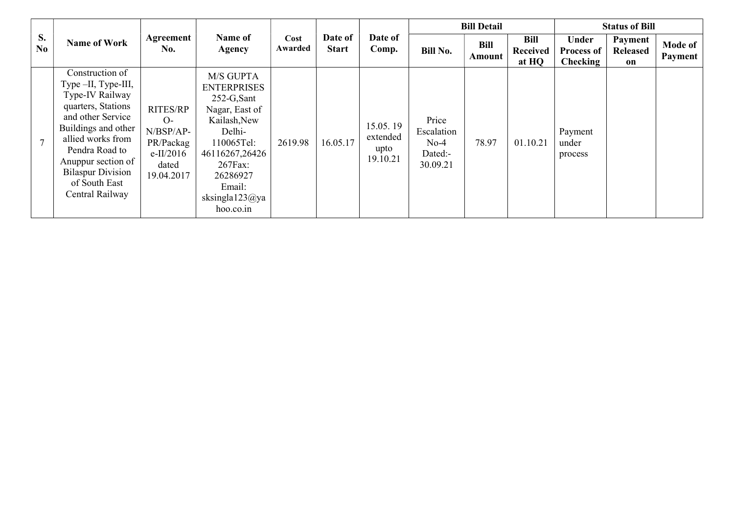| S. No | Name of Work | Agreement No. | Name of Agency | Cost Awarded | Date of Start | Date of Comp. | Bill Detail | | | Status of Bill | | |
|---|---|---|---|---|---|---|---|---|---|---|---|---|
| | | | | | | | Bill No. | Bill Amount | Bill Received at HQ | Under Process of Checking | Payment Released on | Mode of Payment |
| 7 | Construction of Type –II, Type-III, Type-IV Railway quarters, Stations and other Service Buildings and other allied works from Pendra Road to Anuppur section of Bilaspur Division of South East Central Railway | RITES/RPO-N/BSP/AP-PR/Package-II/2016 dated 19.04.2017 | M/S GUPTA ENTERPRISES 252-G,Sant Nagar, East of Kailash,New Delhi-110065Tel: 46116267,26426267Fax: 26286927 Email: sksingla123@yahoo.co.in | 2619.98 | 16.05.17 | 15.05. 19 extended upto 19.10.21 | Price Escalation No-4 Dated:-30.09.21 | 78.97 | 01.10.21 | Payment under process | | |